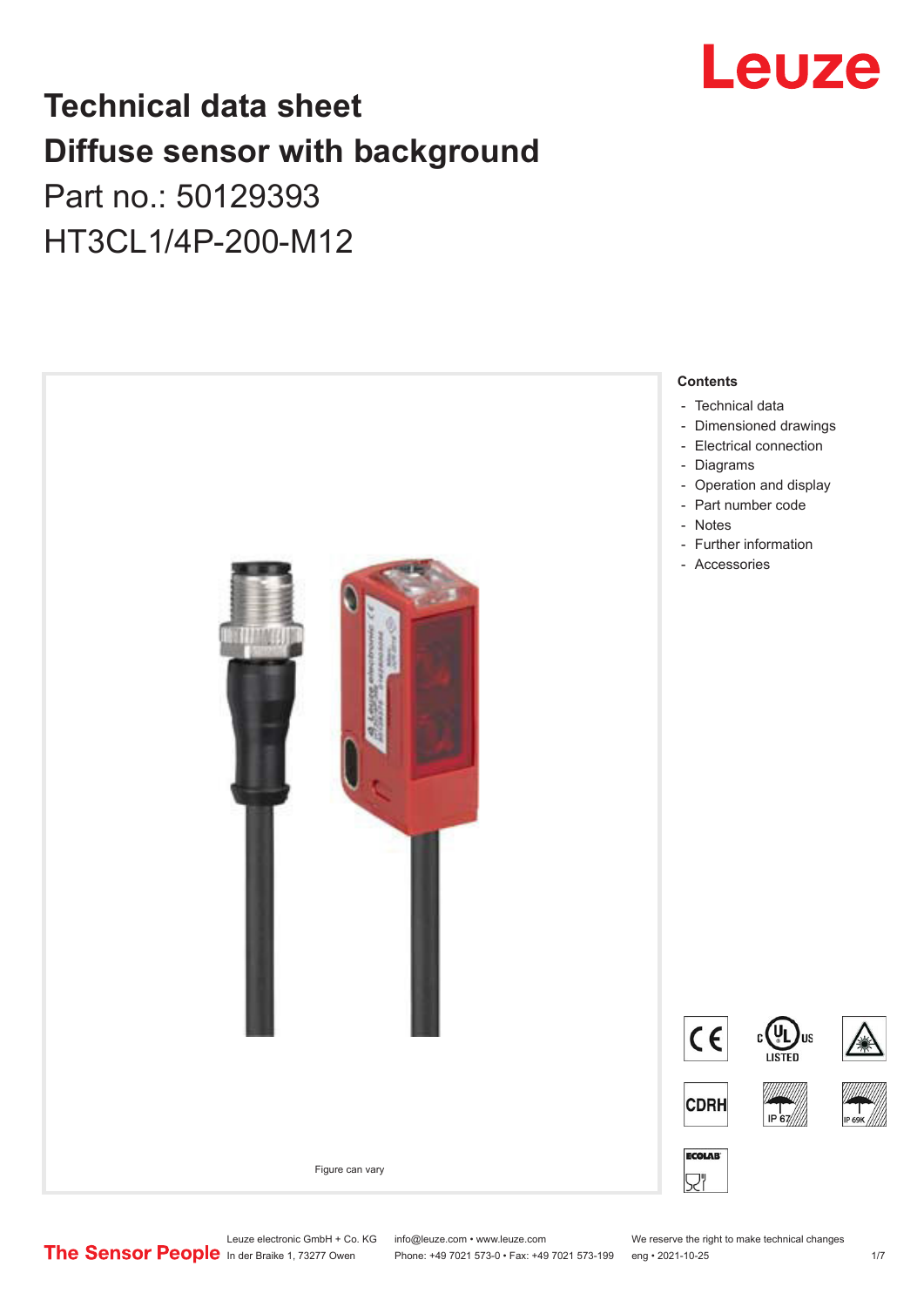# Technical data sheet
# Diffuse sensor with background

Part no.: 50129393

HT3CL1/4P-200-M12

Figure can vary

**Contents**

- Technical data
- Dimensioned drawings
- Electrical connection
- Diagrams
- Operation and display
- Part number code
- Notes
- Further information
- Accessories

Leuze electronic GmbH + Co. KG
In der Braike 1, 73277 Owen

info@leuze.com • www.leuze.com
Phone: +49 7021 573-0 • Fax: +49 7021 573-199

We reserve the right to make technical changes
eng • 2021-10-25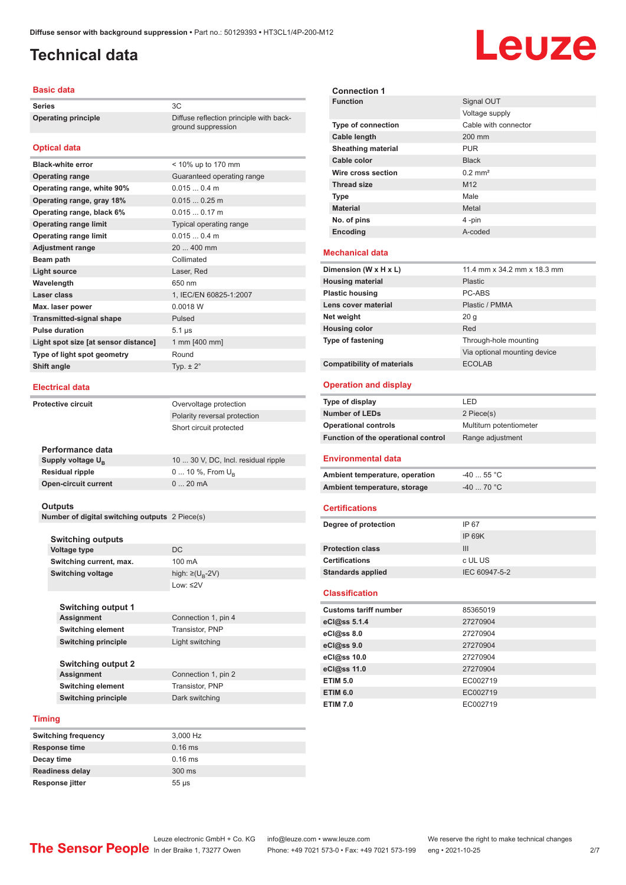# Technical data

## Basic data

| | |
|---|---|
| **Series** | 3C |
| **Operating principle** | Diffuse reflection principle with background suppression |

## Optical data

| | |
|---|---|
| **Black-white error** | < 10% up to 170 mm |
| **Operating range** | Guaranteed operating range |
| **Operating range, white 90%** | 0.015 ... 0.4 m |
| **Operating range, gray 18%** | 0.015 ... 0.25 m |
| **Operating range, black 6%** | 0.015 ... 0.17 m |
| **Operating range limit** | Typical operating range |
| **Operating range limit** | 0.015 ... 0.4 m |
| **Adjustment range** | 20 ... 400 mm |
| **Beam path** | Collimated |
| **Light source** | Laser, Red |
| **Wavelength** | 650 nm |
| **Laser class** | 1, IEC/EN 60825-1:2007 |
| **Max. laser power** | 0.0018 W |
| **Transmitted-signal shape** | Pulsed |
| **Pulse duration** | 5.1 µs |
| **Light spot size [at sensor distance]** | 1 mm [400 mm] |
| **Type of light spot geometry** | Round |
| **Shift angle** | Typ. ± 2° |

## Electrical data

| | |
|---|---|
| **Protective circuit** | Overvoltage protection |
| | Polarity reversal protection |
| | Short circuit protected |

### Performance data

| | |
|---|---|
| **Supply voltage $U_B$** | 10 ... 30 V, DC, Incl. residual ripple |
| **Residual ripple** | 0 ... 10 %, From $U_B$ |
| **Open-circuit current** | 0 ... 20 mA |

### Outputs

| | |
|---|---|
| **Number of digital switching outputs** | 2 Piece(s) |

#### Switching outputs

| | |
|---|---|
| **Voltage type** | DC |
| **Switching current, max.** | 100 mA |
| **Switching voltage** | high: ≥($U_B$-2V) |
| | Low: ≤2V |

#### Switching output 1

| | |
|---|---|
| **Assignment** | Connection 1, pin 4 |
| **Switching element** | Transistor, PNP |
| **Switching principle** | Light switching |

#### Switching output 2

| | |
|---|---|
| **Assignment** | Connection 1, pin 2 |
| **Switching element** | Transistor, PNP |
| **Switching principle** | Dark switching |

## Timing

| | |
|---|---|
| **Switching frequency** | 3,000 Hz |
| **Response time** | 0.16 ms |
| **Decay time** | 0.16 ms |
| **Readiness delay** | 300 ms |
| **Response jitter** | 55 µs |

### Connection 1

| | |
|---|---|
| **Function** | Signal OUT |
| | Voltage supply |
| **Type of connection** | Cable with connector |
| **Cable length** | 200 mm |
| **Sheathing material** | PUR |
| **Cable color** | Black |
| **Wire cross section** | 0.2 mm² |
| **Thread size** | M12 |
| **Type** | Male |
| **Material** | Metal |
| **No. of pins** | 4 -pin |
| **Encoding** | A-coded |

## Mechanical data

| | |
|---|---|
| **Dimension (W x H x L)** | 11.4 mm x 34.2 mm x 18.3 mm |
| **Housing material** | Plastic |
| **Plastic housing** | PC-ABS |
| **Lens cover material** | Plastic / PMMA |
| **Net weight** | 20 g |
| **Housing color** | Red |
| **Type of fastening** | Through-hole mounting |
| | Via optional mounting device |
| **Compatibility of materials** | ECOLAB |

## Operation and display

| | |
|---|---|
| **Type of display** | LED |
| **Number of LEDs** | 2 Piece(s) |
| **Operational controls** | Multiturn potentiometer |
| **Function of the operational control** | Range adjustment |

## Environmental data

| | |
|---|---|
| **Ambient temperature, operation** | -40 ... 55 °C |
| **Ambient temperature, storage** | -40 ... 70 °C |

## Certifications

| | |
|---|---|
| **Degree of protection** | IP 67 |
| | IP 69K |
| **Protection class** | III |
| **Certifications** | c UL US |
| **Standards applied** | IEC 60947-5-2 |

## Classification

| | |
|---|---|
| **Customs tariff number** | 85365019 |
| **eCl@ss 5.1.4** | 27270904 |
| **eCl@ss 8.0** | 27270904 |
| **eCl@ss 9.0** | 27270904 |
| **eCl@ss 10.0** | 27270904 |
| **eCl@ss 11.0** | 27270904 |
| **ETIM 5.0** | EC002719 |
| **ETIM 6.0** | EC002719 |
| **ETIM 7.0** | EC002719 |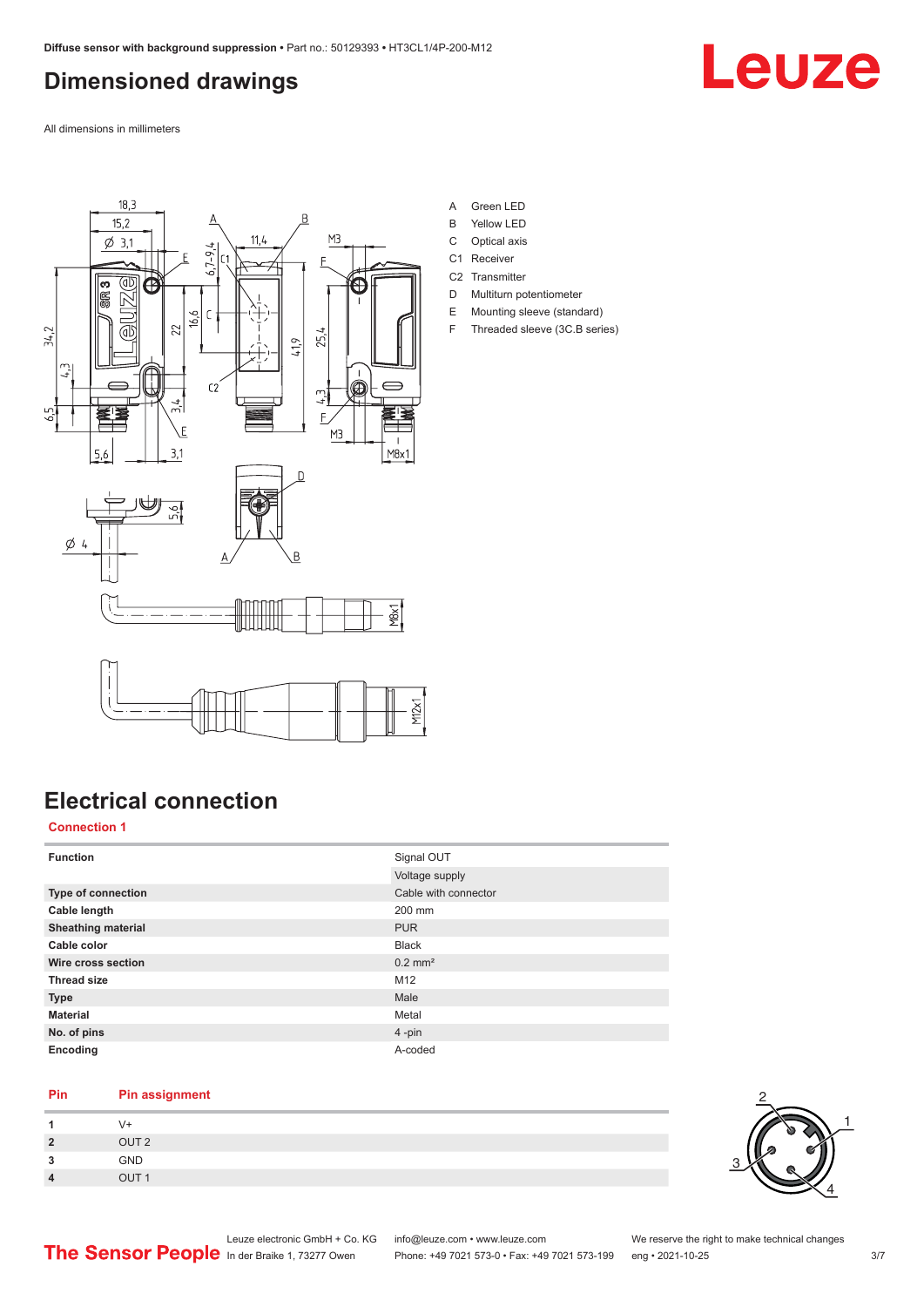# Dimensioned drawings

All dimensions in millimeters

A Green LED
B Yellow LED
C Optical axis
C1 Receiver
C2 Transmitter
D Multiturn potentiometer
E Mounting sleeve (standard)
F Threaded sleeve (3C.B series)

# Electrical connection

## Connection 1

| Function | Signal OUT |
|---|---|
| | Voltage supply |
| Type of connection | Cable with connector |
| Cable length | 200 mm |
| Sheathing material | PUR |
| Cable color | Black |
| Wire cross section | 0.2 mm² |
| Thread size | M12 |
| Type | Male |
| Material | Metal |
| No. of pins | 4 -pin |
| Encoding | A-coded |

| Pin | Pin assignment |
|---|---|
| 1 | V+ |
| 2 | OUT 2 |
| 3 | GND |
| 4 | OUT 1 |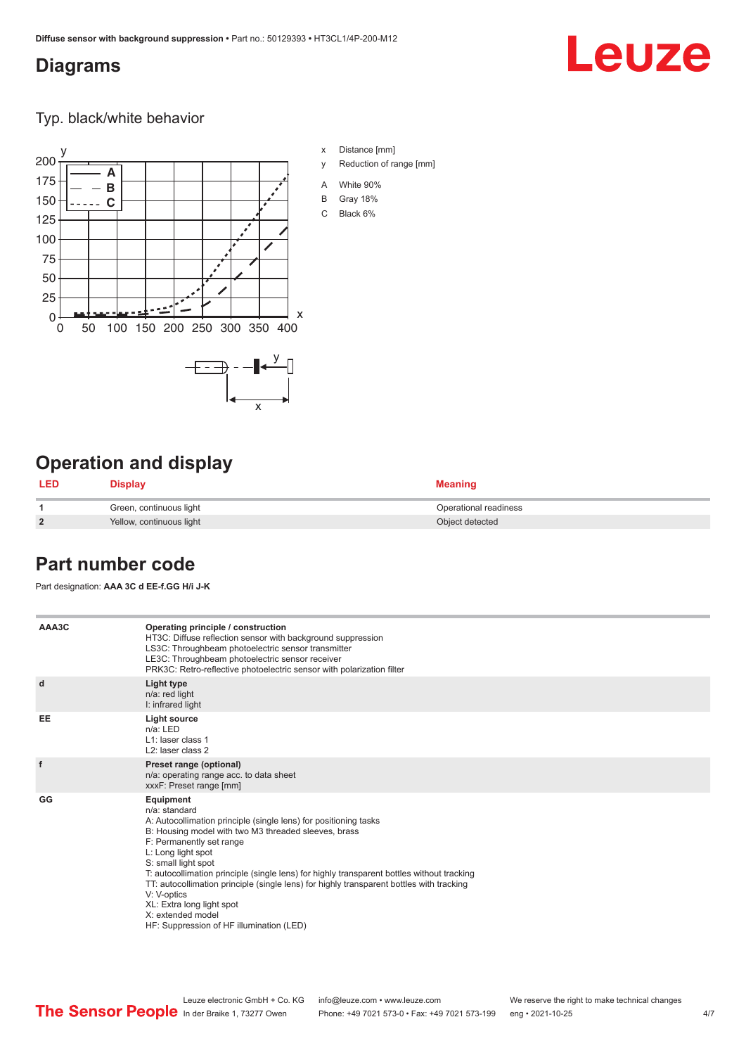## Diagrams

### Typ. black/white behavior

x Distance [mm]

y Reduction of range [mm]

A White 90%

B Gray 18%

C Black 6%

## Operation and display

| LED | Display | Meaning |
|---|---|---|
| 1 | Green, continuous light | Operational readiness |
| 2 | Yellow, continuous light | Object detected |

## Part number code

Part designation: **AAA 3C d EE-f.GG H/i J-K**

| | |
|---|---|
| AAA3C | **Operating principle / construction**<br>HT3C: Diffuse reflection sensor with background suppression<br>LS3C: Throughbeam photoelectric sensor transmitter<br>LE3C: Throughbeam photoelectric sensor receiver<br>PRK3C: Retro-reflective photoelectric sensor with polarization filter |
| d | **Light type**<br>n/a: red light<br>I: infrared light |
| EE | **Light source**<br>n/a: LED<br>L1: laser class 1<br>L2: laser class 2 |
| f | **Preset range (optional)**<br>n/a: operating range acc. to data sheet<br>xxxF: Preset range [mm] |
| GG | **Equipment**<br>n/a: standard<br>A: Autocollimation principle (single lens) for positioning tasks<br>B: Housing model with two M3 threaded sleeves, brass<br>F: Permanently set range<br>L: Long light spot<br>S: small light spot<br>T: autocollimation principle (single lens) for highly transparent bottles without tracking<br>TT: autocollimation principle (single lens) for highly transparent bottles with tracking<br>V: V-optics<br>XL: Extra long light spot<br>X: extended model<br>HF: Suppression of HF illumination (LED) |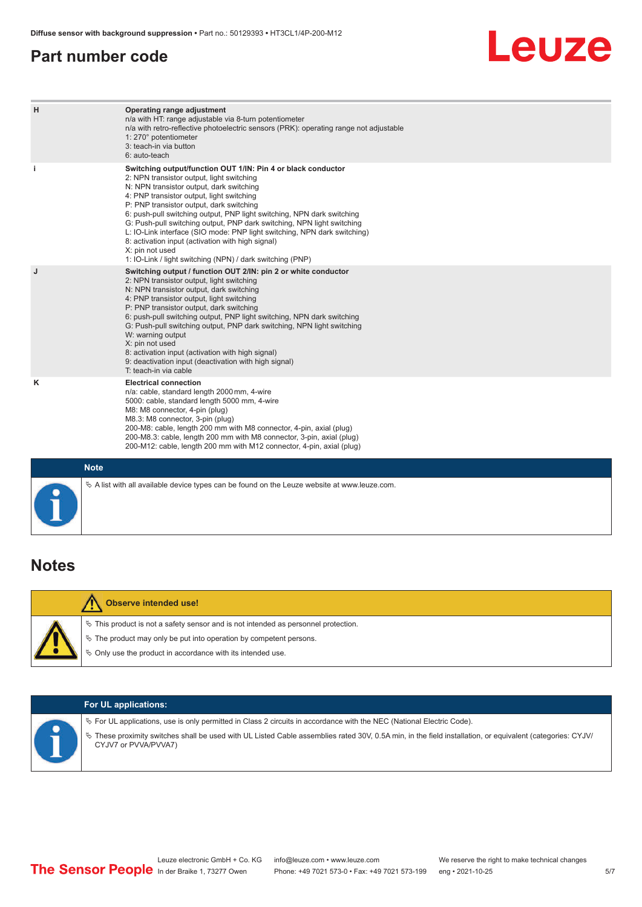## Part number code

| | |
|---|---|
| H | **Operating range adjustment**<br>n/a with HT: range adjustable via 8-turn potentiometer<br>n/a with retro-reflective photoelectric sensors (PRK): operating range not adjustable<br>1: 270° potentiometer<br>3: teach-in via button<br>6: auto-teach |
| i | **Switching output/function OUT 1/IN: Pin 4 or black conductor**<br>2: NPN transistor output, light switching<br>N: NPN transistor output, dark switching<br>4: PNP transistor output, light switching<br>P: PNP transistor output, dark switching<br>6: push-pull switching output, PNP light switching, NPN dark switching<br>G: Push-pull switching output, PNP dark switching, NPN light switching<br>L: IO-Link interface (SIO mode: PNP light switching, NPN dark switching)<br>8: activation input (activation with high signal)<br>X: pin not used<br>1: IO-Link / light switching (NPN) / dark switching (PNP) |
| J | **Switching output / function OUT 2/IN: pin 2 or white conductor**<br>2: NPN transistor output, light switching<br>N: NPN transistor output, dark switching<br>4: PNP transistor output, light switching<br>P: PNP transistor output, dark switching<br>6: push-pull switching output, PNP light switching, NPN dark switching<br>G: Push-pull switching output, PNP dark switching, NPN light switching<br>W: warning output<br>X: pin not used<br>8: activation input (activation with high signal)<br>9: deactivation input (deactivation with high signal)<br>T: teach-in via cable |
| K | **Electrical connection**<br>n/a: cable, standard length 2000 mm, 4-wire<br>5000: cable, standard length 5000 mm, 4-wire<br>M8: M8 connector, 4-pin (plug)<br>M8.3: M8 connector, 3-pin (plug)<br>200-M8: cable, length 200 mm with M8 connector, 4-pin, axial (plug)<br>200-M8.3: cable, length 200 mm with M8 connector, 3-pin, axial (plug)<br>200-M12: cable, length 200 mm with M12 connector, 4-pin, axial (plug) |

**Note**

- A list with all available device types can be found on the Leuze website at www.leuze.com.

## Notes

**Observe intended use!**

- This product is not a safety sensor and is not intended as personnel protection.
- The product may only be put into operation by competent persons.
- Only use the product in accordance with its intended use.

**For UL applications:**

- For UL applications, use is only permitted in Class 2 circuits in accordance with the NEC (National Electric Code).
- These proximity switches shall be used with UL Listed Cable assemblies rated 30V, 0.5A min, in the field installation, or equivalent (categories: CYJV/CYJV7 or PVVA/PVVA7)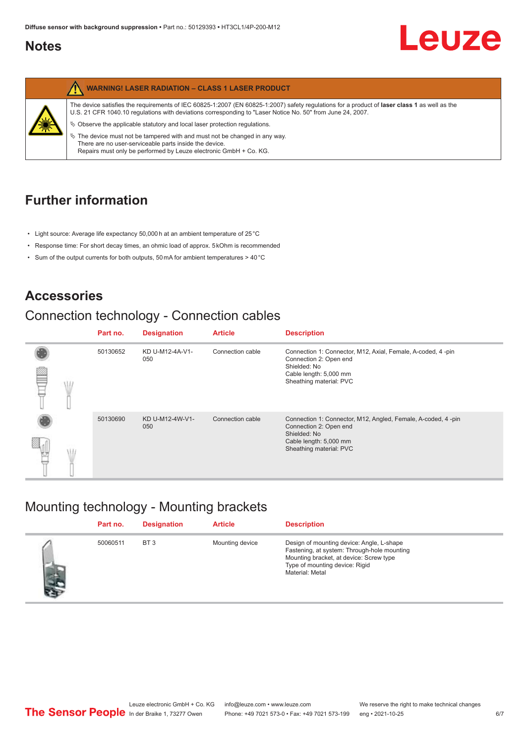## Notes

| WARNING! LASER RADIATION – CLASS 1 LASER PRODUCT |
|---|
| The device satisfies the requirements of IEC 60825-1:2007 (EN 60825-1:2007) safety regulations for a product of **laser class 1** as well as the U.S. 21 CFR 1040.10 regulations with deviations corresponding to "Laser Notice No. 50" from June 24, 2007.<br>↻ Observe the applicable statutory and local laser protection regulations.<br>↻ The device must not be tampered with and must not be changed in any way. There are no user-serviceable parts inside the device. Repairs must only be performed by Leuze electronic GmbH + Co. KG. |

## Further information

- Light source: Average life expectancy 50,000 h at an ambient temperature of 25 °C
- Response time: For short decay times, an ohmic load of approx. 5 kOhm is recommended
- Sum of the output currents for both outputs, 50 mA for ambient temperatures > 40 °C

## Accessories

### Connection technology - Connection cables

| Part no. | Designation | Article | Description |
|---|---|---|---|
| 50130652 | KD U-M12-4A-V1-050 | Connection cable | Connection 1: Connector, M12, Axial, Female, A-coded, 4 -pin<br>Connection 2: Open end<br>Shielded: No<br>Cable length: 5,000 mm<br>Sheathing material: PVC |
| 50130690 | KD U-M12-4W-V1-050 | Connection cable | Connection 1: Connector, M12, Angled, Female, A-coded, 4 -pin<br>Connection 2: Open end<br>Shielded: No<br>Cable length: 5,000 mm<br>Sheathing material: PVC |

### Mounting technology - Mounting brackets

| Part no. | Designation | Article | Description |
|---|---|---|---|
| 50060511 | BT 3 | Mounting device | Design of mounting device: Angle, L-shape<br>Fastening, at system: Through-hole mounting<br>Mounting bracket, at device: Screw type<br>Type of mounting device: Rigid<br>Material: Metal |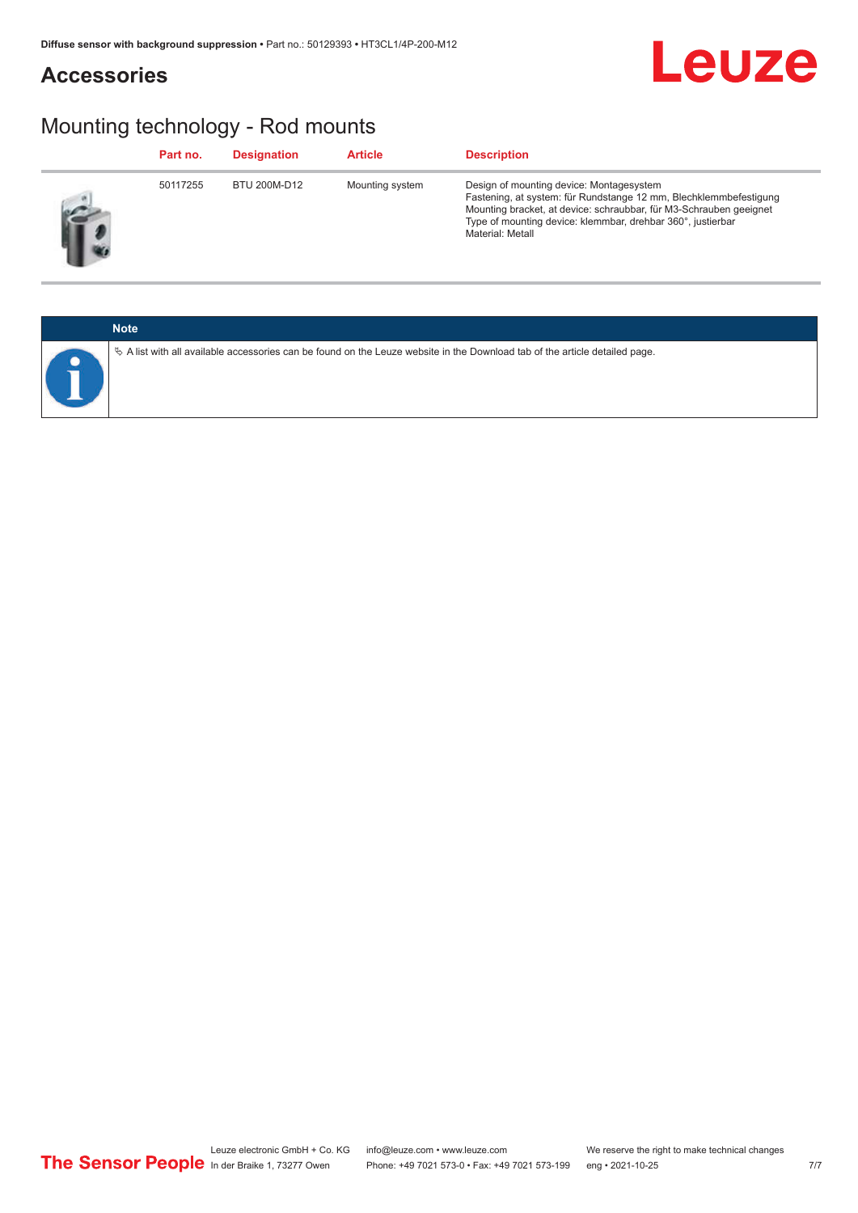## Accessories

# Mounting technology - Rod mounts

| | Part no. | Designation | Article | Description |
|---|---|---|---|---|
| | 50117255 | BTU 200M-D12 | Mounting system | Design of mounting device: Montagesystem<br>Fastening, at system: für Rundstange 12 mm, Blechklemmbefestigung<br>Mounting bracket, at device: schraubbar, für M3-Schrauben geeignet<br>Type of mounting device: klemmbar, drehbar 360°, justierbar<br>Material: Metall |

**Note**

A list with all available accessories can be found on the Leuze website in the Download tab of the article detailed page.